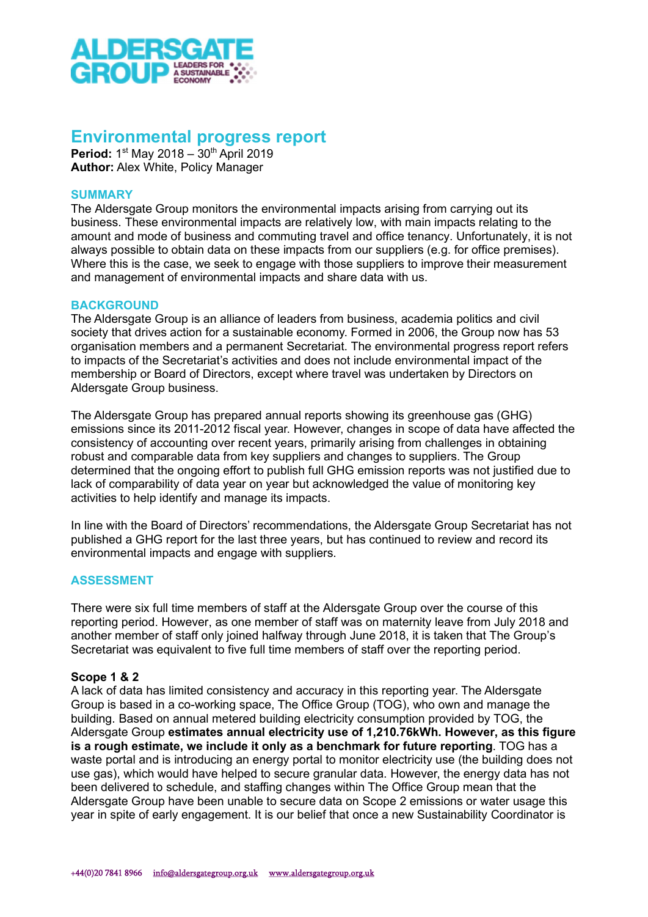# Environmental progress report

**Period:** 1st May 2018 – 30th April 2019
**Author:** Alex White, Policy Manager

## SUMMARY

The Aldersgate Group monitors the environmental impacts arising from carrying out its business. These environmental impacts are relatively low, with main impacts relating to the amount and mode of business and commuting travel and office tenancy. Unfortunately, it is not always possible to obtain data on these impacts from our suppliers (e.g. for office premises). Where this is the case, we seek to engage with those suppliers to improve their measurement and management of environmental impacts and share data with us.

## BACKGROUND

The Aldersgate Group is an alliance of leaders from business, academia politics and civil society that drives action for a sustainable economy. Formed in 2006, the Group now has 53 organisation members and a permanent Secretariat. The environmental progress report refers to impacts of the Secretariat's activities and does not include environmental impact of the membership or Board of Directors, except where travel was undertaken by Directors on Aldersgate Group business.

The Aldersgate Group has prepared annual reports showing its greenhouse gas (GHG) emissions since its 2011-2012 fiscal year. However, changes in scope of data have affected the consistency of accounting over recent years, primarily arising from challenges in obtaining robust and comparable data from key suppliers and changes to suppliers. The Group determined that the ongoing effort to publish full GHG emission reports was not justified due to lack of comparability of data year on year but acknowledged the value of monitoring key activities to help identify and manage its impacts.

In line with the Board of Directors' recommendations, the Aldersgate Group Secretariat has not published a GHG report for the last three years, but has continued to review and record its environmental impacts and engage with suppliers.

## ASSESSMENT

There were six full time members of staff at the Aldersgate Group over the course of this reporting period. However, as one member of staff was on maternity leave from July 2018 and another member of staff only joined halfway through June 2018, it is taken that The Group's Secretariat was equivalent to five full time members of staff over the reporting period.

### Scope 1 & 2

A lack of data has limited consistency and accuracy in this reporting year. The Aldersgate Group is based in a co-working space, The Office Group (TOG), who own and manage the building. Based on annual metered building electricity consumption provided by TOG, the Aldersgate Group **estimates annual electricity use of 1,210.76kWh. However, as this figure is a rough estimate, we include it only as a benchmark for future reporting**. TOG has a waste portal and is introducing an energy portal to monitor electricity use (the building does not use gas), which would have helped to secure granular data. However, the energy data has not been delivered to schedule, and staffing changes within The Office Group mean that the Aldersgate Group have been unable to secure data on Scope 2 emissions or water usage this year in spite of early engagement. It is our belief that once a new Sustainability Coordinator is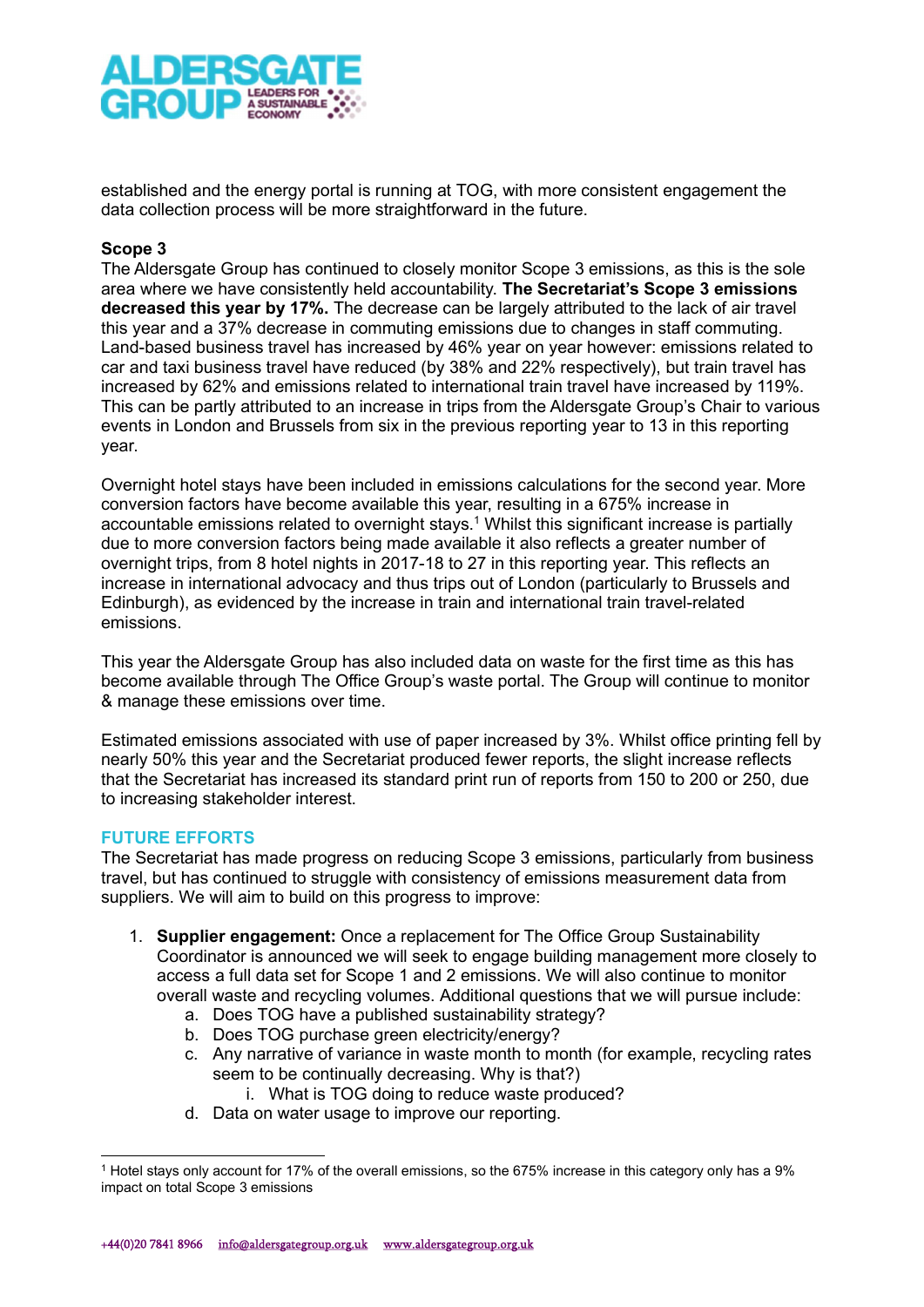established and the energy portal is running at TOG, with more consistent engagement the data collection process will be more straightforward in the future.

**Scope 3**

The Aldersgate Group has continued to closely monitor Scope 3 emissions, as this is the sole area where we have consistently held accountability. **The Secretariat's Scope 3 emissions decreased this year by 17%.** The decrease can be largely attributed to the lack of air travel this year and a 37% decrease in commuting emissions due to changes in staff commuting. Land-based business travel has increased by 46% year on year however: emissions related to car and taxi business travel have reduced (by 38% and 22% respectively), but train travel has increased by 62% and emissions related to international train travel have increased by 119%. This can be partly attributed to an increase in trips from the Aldersgate Group's Chair to various events in London and Brussels from six in the previous reporting year to 13 in this reporting year.

Overnight hotel stays have been included in emissions calculations for the second year. More conversion factors have become available this year, resulting in a 675% increase in accountable emissions related to overnight stays.[1] Whilst this significant increase is partially due to more conversion factors being made available it also reflects a greater number of overnight trips, from 8 hotel nights in 2017-18 to 27 in this reporting year. This reflects an increase in international advocacy and thus trips out of London (particularly to Brussels and Edinburgh), as evidenced by the increase in train and international train travel-related emissions.

This year the Aldersgate Group has also included data on waste for the first time as this has become available through The Office Group's waste portal. The Group will continue to monitor & manage these emissions over time.

Estimated emissions associated with use of paper increased by 3%. Whilst office printing fell by nearly 50% this year and the Secretariat produced fewer reports, the slight increase reflects that the Secretariat has increased its standard print run of reports from 150 to 200 or 250, due to increasing stakeholder interest.

## FUTURE EFFORTS

The Secretariat has made progress on reducing Scope 3 emissions, particularly from business travel, but has continued to struggle with consistency of emissions measurement data from suppliers. We will aim to build on this progress to improve:

1. **Supplier engagement:** Once a replacement for The Office Group Sustainability Coordinator is announced we will seek to engage building management more closely to access a full data set for Scope 1 and 2 emissions. We will also continue to monitor overall waste and recycling volumes. Additional questions that we will pursue include:
   a. Does TOG have a published sustainability strategy?
   b. Does TOG purchase green electricity/energy?
   c. Any narrative of variance in waste month to month (for example, recycling rates seem to be continually decreasing. Why is that?)
      i. What is TOG doing to reduce waste produced?
   d. Data on water usage to improve our reporting.

[1] Hotel stays only account for 17% of the overall emissions, so the 675% increase in this category only has a 9% impact on total Scope 3 emissions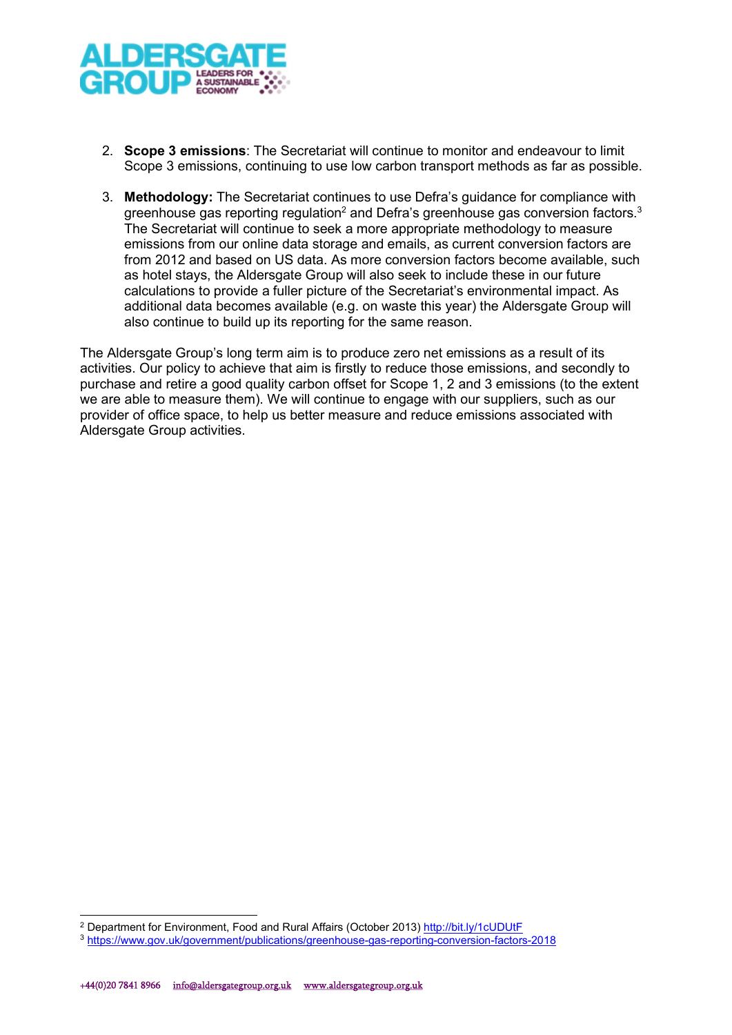2. **Scope 3 emissions**: The Secretariat will continue to monitor and endeavour to limit Scope 3 emissions, continuing to use low carbon transport methods as far as possible.

3. **Methodology:** The Secretariat continues to use Defra's guidance for compliance with greenhouse gas reporting regulation[2] and Defra's greenhouse gas conversion factors.[3] The Secretariat will continue to seek a more appropriate methodology to measure emissions from our online data storage and emails, as current conversion factors are from 2012 and based on US data. As more conversion factors become available, such as hotel stays, the Aldersgate Group will also seek to include these in our future calculations to provide a fuller picture of the Secretariat's environmental impact. As additional data becomes available (e.g. on waste this year) the Aldersgate Group will also continue to build up its reporting for the same reason.

The Aldersgate Group's long term aim is to produce zero net emissions as a result of its activities. Our policy to achieve that aim is firstly to reduce those emissions, and secondly to purchase and retire a good quality carbon offset for Scope 1, 2 and 3 emissions (to the extent we are able to measure them). We will continue to engage with our suppliers, such as our provider of office space, to help us better measure and reduce emissions associated with Aldersgate Group activities.

[2] Department for Environment, Food and Rural Affairs (October 2013) http://bit.ly/1cUDUtF

[3] https://www.gov.uk/government/publications/greenhouse-gas-reporting-conversion-factors-2018